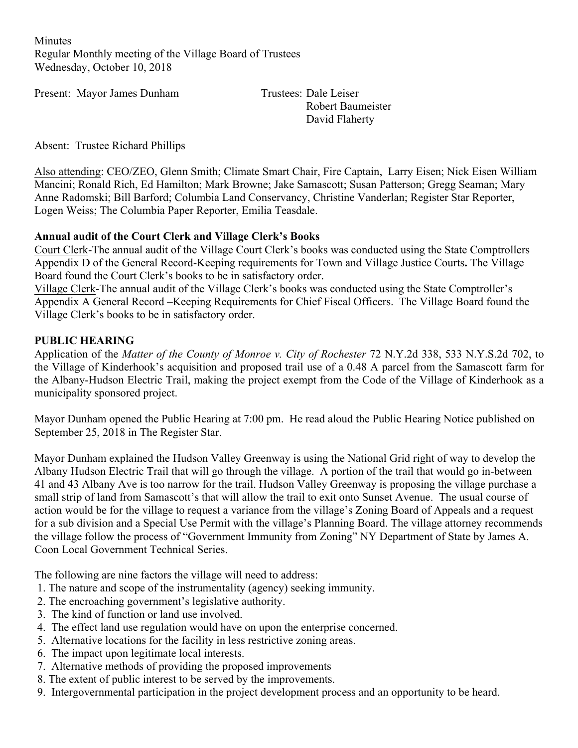Minutes
Regular Monthly meeting of the Village Board of Trustees
Wednesday, October 10, 2018

Present: Mayor James Dunham

Trustees: Dale Leiser
Robert Baumeister
David Flaherty

Absent: Trustee Richard Phillips

Also attending: CEO/ZEO, Glenn Smith; Climate Smart Chair, Fire Captain, Larry Eisen; Nick Eisen William Mancini; Ronald Rich, Ed Hamilton; Mark Browne; Jake Samascott; Susan Patterson; Gregg Seaman; Mary Anne Radomski; Bill Barford; Columbia Land Conservancy, Christine Vanderlan; Register Star Reporter, Logen Weiss; The Columbia Paper Reporter, Emilia Teasdale.

**Annual audit of the Court Clerk and Village Clerk's Books**

Court Clerk-The annual audit of the Village Court Clerk's books was conducted using the State Comptrollers Appendix D of the General Record-Keeping requirements for Town and Village Justice Courts**.** The Village Board found the Court Clerk's books to be in satisfactory order.

Village Clerk-The annual audit of the Village Clerk's books was conducted using the State Comptroller's Appendix A General Record –Keeping Requirements for Chief Fiscal Officers. The Village Board found the Village Clerk's books to be in satisfactory order.

**PUBLIC HEARING**

Application of the *Matter of the County of Monroe v. City of Rochester* 72 N.Y.2d 338, 533 N.Y.S.2d 702, to the Village of Kinderhook's acquisition and proposed trail use of a 0.48 A parcel from the Samascott farm for the Albany-Hudson Electric Trail, making the project exempt from the Code of the Village of Kinderhook as a municipality sponsored project.

Mayor Dunham opened the Public Hearing at 7:00 pm. He read aloud the Public Hearing Notice published on September 25, 2018 in The Register Star.

Mayor Dunham explained the Hudson Valley Greenway is using the National Grid right of way to develop the Albany Hudson Electric Trail that will go through the village. A portion of the trail that would go in-between 41 and 43 Albany Ave is too narrow for the trail. Hudson Valley Greenway is proposing the village purchase a small strip of land from Samascott's that will allow the trail to exit onto Sunset Avenue. The usual course of action would be for the village to request a variance from the village's Zoning Board of Appeals and a request for a sub division and a Special Use Permit with the village's Planning Board. The village attorney recommends the village follow the process of "Government Immunity from Zoning" NY Department of State by James A. Coon Local Government Technical Series.

The following are nine factors the village will need to address:

1. The nature and scope of the instrumentality (agency) seeking immunity.
2. The encroaching government's legislative authority.
3. The kind of function or land use involved.
4. The effect land use regulation would have on upon the enterprise concerned.
5. Alternative locations for the facility in less restrictive zoning areas.
6. The impact upon legitimate local interests.
7. Alternative methods of providing the proposed improvements
8. The extent of public interest to be served by the improvements.
9. Intergovernmental participation in the project development process and an opportunity to be heard.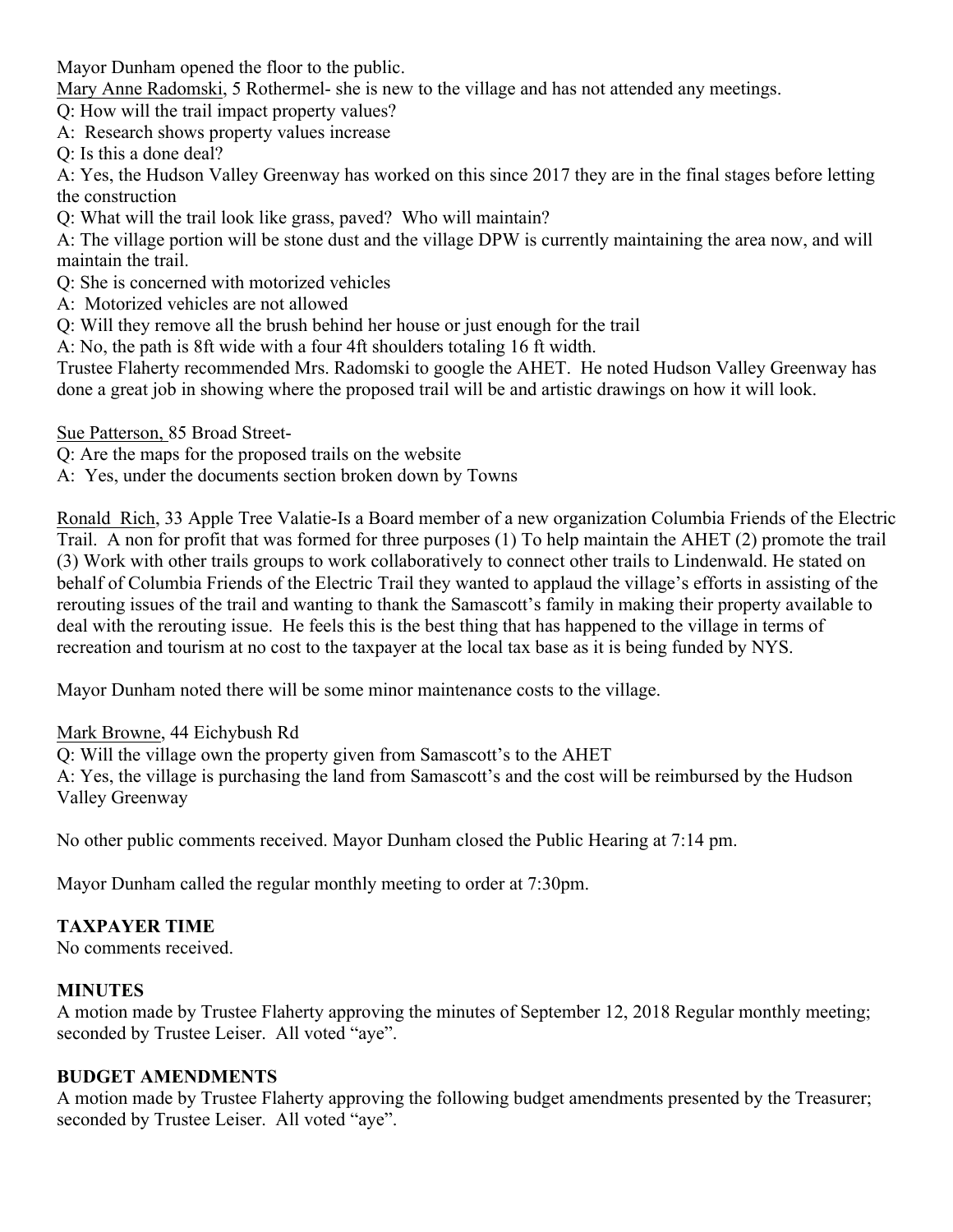Mayor Dunham opened the floor to the public.

Mary Anne Radomski, 5 Rothermel- she is new to the village and has not attended any meetings.

Q: How will the trail impact property values?

A: Research shows property values increase

Q: Is this a done deal?

A: Yes, the Hudson Valley Greenway has worked on this since 2017 they are in the final stages before letting the construction

Q: What will the trail look like grass, paved? Who will maintain?

A: The village portion will be stone dust and the village DPW is currently maintaining the area now, and will maintain the trail.

Q: She is concerned with motorized vehicles

A: Motorized vehicles are not allowed

Q: Will they remove all the brush behind her house or just enough for the trail

A: No, the path is 8ft wide with a four 4ft shoulders totaling 16 ft width.

Trustee Flaherty recommended Mrs. Radomski to google the AHET. He noted Hudson Valley Greenway has done a great job in showing where the proposed trail will be and artistic drawings on how it will look.

Sue Patterson, 85 Broad Street-

Q: Are the maps for the proposed trails on the website

A: Yes, under the documents section broken down by Towns

Ronald Rich, 33 Apple Tree Valatie-Is a Board member of a new organization Columbia Friends of the Electric Trail. A non for profit that was formed for three purposes (1) To help maintain the AHET (2) promote the trail (3) Work with other trails groups to work collaboratively to connect other trails to Lindenwald. He stated on behalf of Columbia Friends of the Electric Trail they wanted to applaud the village's efforts in assisting of the rerouting issues of the trail and wanting to thank the Samascott's family in making their property available to deal with the rerouting issue. He feels this is the best thing that has happened to the village in terms of recreation and tourism at no cost to the taxpayer at the local tax base as it is being funded by NYS.

Mayor Dunham noted there will be some minor maintenance costs to the village.

Mark Browne, 44 Eichybush Rd

Q: Will the village own the property given from Samascott's to the AHET

A: Yes, the village is purchasing the land from Samascott's and the cost will be reimbursed by the Hudson Valley Greenway

No other public comments received. Mayor Dunham closed the Public Hearing at 7:14 pm.

Mayor Dunham called the regular monthly meeting to order at 7:30pm.

**TAXPAYER TIME**

No comments received.

**MINUTES**

A motion made by Trustee Flaherty approving the minutes of September 12, 2018 Regular monthly meeting; seconded by Trustee Leiser. All voted "aye".

**BUDGET AMENDMENTS**

A motion made by Trustee Flaherty approving the following budget amendments presented by the Treasurer; seconded by Trustee Leiser. All voted "aye".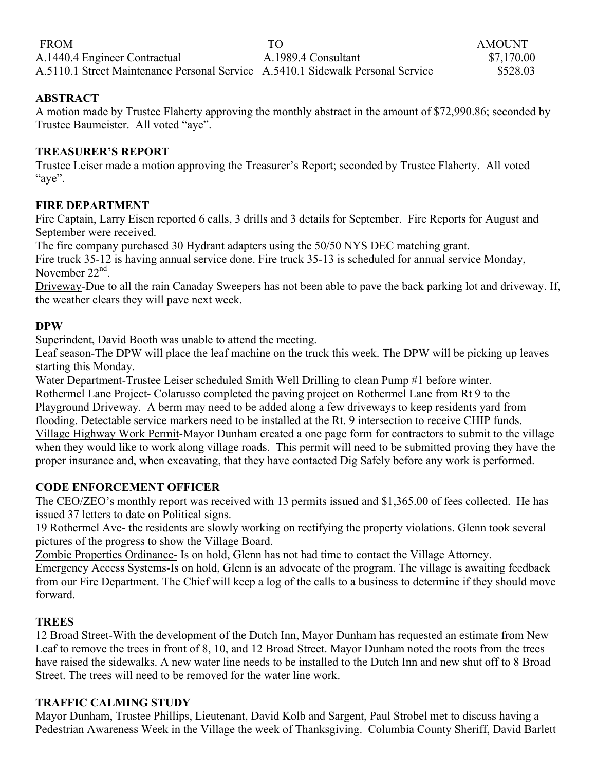| FROM | TO | AMOUNT |
| --- | --- | --- |
| A.1440.4 Engineer Contractual | A.1989.4 Consultant | $7,170.00 |
| A.5110.1 Street Maintenance Personal Service | A.5410.1 Sidewalk Personal Service | $528.03 |

**ABSTRACT**

A motion made by Trustee Flaherty approving the monthly abstract in the amount of $72,990.86; seconded by Trustee Baumeister. All voted "aye".

**TREASURER'S REPORT**

Trustee Leiser made a motion approving the Treasurer's Report; seconded by Trustee Flaherty. All voted "aye".

**FIRE DEPARTMENT**

Fire Captain, Larry Eisen reported 6 calls, 3 drills and 3 details for September. Fire Reports for August and September were received.

The fire company purchased 30 Hydrant adapters using the 50/50 NYS DEC matching grant.

Fire truck 35-12 is having annual service done. Fire truck 35-13 is scheduled for annual service Monday, November 22nd.

Driveway-Due to all the rain Canaday Sweepers has not been able to pave the back parking lot and driveway. If, the weather clears they will pave next week.

**DPW**

Superindent, David Booth was unable to attend the meeting.

Leaf season-The DPW will place the leaf machine on the truck this week. The DPW will be picking up leaves starting this Monday.

Water Department-Trustee Leiser scheduled Smith Well Drilling to clean Pump #1 before winter.

Rothermel Lane Project- Colarusso completed the paving project on Rothermel Lane from Rt 9 to the Playground Driveway. A berm may need to be added along a few driveways to keep residents yard from flooding. Detectable service markers need to be installed at the Rt. 9 intersection to receive CHIP funds.

Village Highway Work Permit-Mayor Dunham created a one page form for contractors to submit to the village when they would like to work along village roads. This permit will need to be submitted proving they have the proper insurance and, when excavating, that they have contacted Dig Safely before any work is performed.

**CODE ENFORCEMENT OFFICER**

The CEO/ZEO's monthly report was received with 13 permits issued and $1,365.00 of fees collected. He has issued 37 letters to date on Political signs.

19 Rothermel Ave- the residents are slowly working on rectifying the property violations. Glenn took several pictures of the progress to show the Village Board.

Zombie Properties Ordinance- Is on hold, Glenn has not had time to contact the Village Attorney.

Emergency Access Systems-Is on hold, Glenn is an advocate of the program. The village is awaiting feedback from our Fire Department. The Chief will keep a log of the calls to a business to determine if they should move forward.

**TREES**

12 Broad Street-With the development of the Dutch Inn, Mayor Dunham has requested an estimate from New Leaf to remove the trees in front of 8, 10, and 12 Broad Street. Mayor Dunham noted the roots from the trees have raised the sidewalks. A new water line needs to be installed to the Dutch Inn and new shut off to 8 Broad Street. The trees will need to be removed for the water line work.

**TRAFFIC CALMING STUDY**

Mayor Dunham, Trustee Phillips, Lieutenant, David Kolb and Sargent, Paul Strobel met to discuss having a Pedestrian Awareness Week in the Village the week of Thanksgiving. Columbia County Sheriff, David Barlett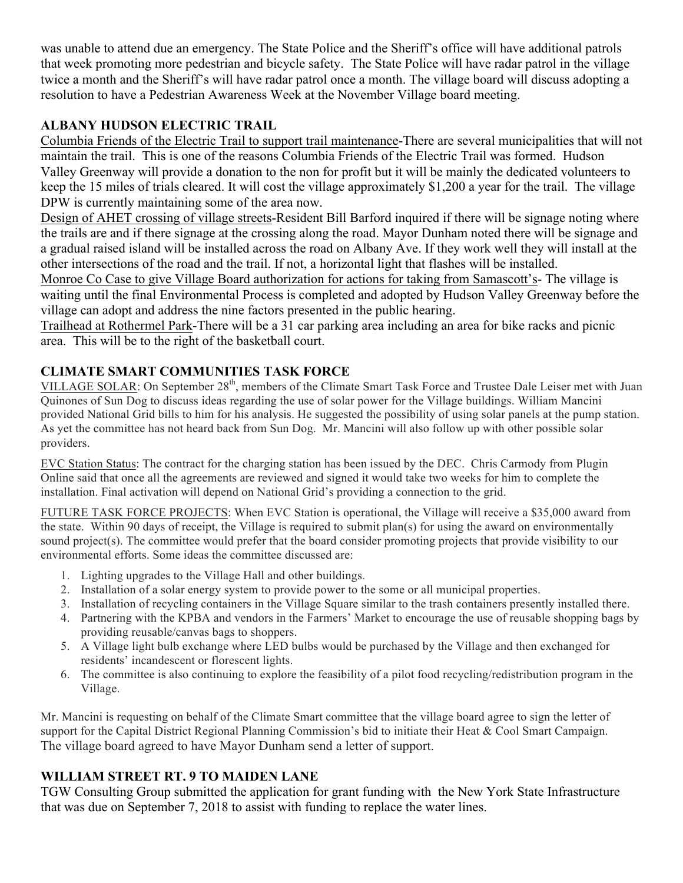was unable to attend due an emergency. The State Police and the Sheriff's office will have additional patrols that week promoting more pedestrian and bicycle safety. The State Police will have radar patrol in the village twice a month and the Sheriff's will have radar patrol once a month. The village board will discuss adopting a resolution to have a Pedestrian Awareness Week at the November Village board meeting.

## ALBANY HUDSON ELECTRIC TRAIL

Columbia Friends of the Electric Trail to support trail maintenance-There are several municipalities that will not maintain the trail. This is one of the reasons Columbia Friends of the Electric Trail was formed. Hudson Valley Greenway will provide a donation to the non for profit but it will be mainly the dedicated volunteers to keep the 15 miles of trials cleared. It will cost the village approximately $1,200 a year for the trail. The village DPW is currently maintaining some of the area now.

Design of AHET crossing of village streets-Resident Bill Barford inquired if there will be signage noting where the trails are and if there signage at the crossing along the road. Mayor Dunham noted there will be signage and a gradual raised island will be installed across the road on Albany Ave. If they work well they will install at the other intersections of the road and the trail. If not, a horizontal light that flashes will be installed.

Monroe Co Case to give Village Board authorization for actions for taking from Samascott's- The village is waiting until the final Environmental Process is completed and adopted by Hudson Valley Greenway before the village can adopt and address the nine factors presented in the public hearing.

Trailhead at Rothermel Park-There will be a 31 car parking area including an area for bike racks and picnic area. This will be to the right of the basketball court.

## CLIMATE SMART COMMUNITIES TASK FORCE

VILLAGE SOLAR: On September 28th, members of the Climate Smart Task Force and Trustee Dale Leiser met with Juan Quinones of Sun Dog to discuss ideas regarding the use of solar power for the Village buildings. William Mancini provided National Grid bills to him for his analysis. He suggested the possibility of using solar panels at the pump station. As yet the committee has not heard back from Sun Dog. Mr. Mancini will also follow up with other possible solar providers.

EVC Station Status: The contract for the charging station has been issued by the DEC. Chris Carmody from Plugin Online said that once all the agreements are reviewed and signed it would take two weeks for him to complete the installation. Final activation will depend on National Grid's providing a connection to the grid.

FUTURE TASK FORCE PROJECTS: When EVC Station is operational, the Village will receive a $35,000 award from the state. Within 90 days of receipt, the Village is required to submit plan(s) for using the award on environmentally sound project(s). The committee would prefer that the board consider promoting projects that provide visibility to our environmental efforts. Some ideas the committee discussed are:

1. Lighting upgrades to the Village Hall and other buildings.
2. Installation of a solar energy system to provide power to the some or all municipal properties.
3. Installation of recycling containers in the Village Square similar to the trash containers presently installed there.
4. Partnering with the KPBA and vendors in the Farmers' Market to encourage the use of reusable shopping bags by providing reusable/canvas bags to shoppers.
5. A Village light bulb exchange where LED bulbs would be purchased by the Village and then exchanged for residents' incandescent or florescent lights.
6. The committee is also continuing to explore the feasibility of a pilot food recycling/redistribution program in the Village.

Mr. Mancini is requesting on behalf of the Climate Smart committee that the village board agree to sign the letter of support for the Capital District Regional Planning Commission's bid to initiate their Heat & Cool Smart Campaign. The village board agreed to have Mayor Dunham send a letter of support.

## WILLIAM STREET RT. 9 TO MAIDEN LANE

TGW Consulting Group submitted the application for grant funding with the New York State Infrastructure that was due on September 7, 2018 to assist with funding to replace the water lines.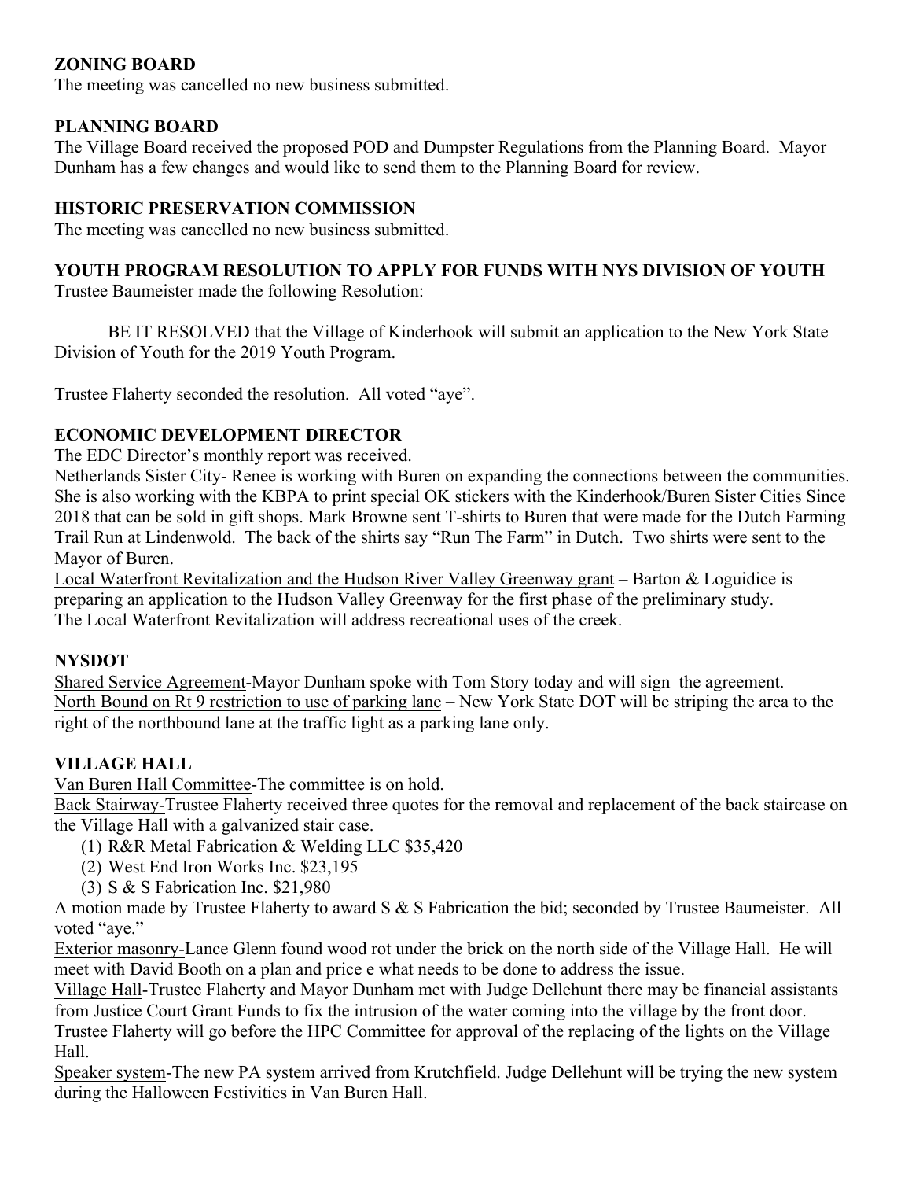**ZONING BOARD**

The meeting was cancelled no new business submitted.

**PLANNING BOARD**

The Village Board received the proposed POD and Dumpster Regulations from the Planning Board. Mayor Dunham has a few changes and would like to send them to the Planning Board for review.

**HISTORIC PRESERVATION COMMISSION**

The meeting was cancelled no new business submitted.

**YOUTH PROGRAM RESOLUTION TO APPLY FOR FUNDS WITH NYS DIVISION OF YOUTH**

Trustee Baumeister made the following Resolution:

BE IT RESOLVED that the Village of Kinderhook will submit an application to the New York State Division of Youth for the 2019 Youth Program.

Trustee Flaherty seconded the resolution. All voted "aye".

**ECONOMIC DEVELOPMENT DIRECTOR**

The EDC Director's monthly report was received.

Netherlands Sister City- Renee is working with Buren on expanding the connections between the communities. She is also working with the KBPA to print special OK stickers with the Kinderhook/Buren Sister Cities Since 2018 that can be sold in gift shops. Mark Browne sent T-shirts to Buren that were made for the Dutch Farming Trail Run at Lindenwold. The back of the shirts say "Run The Farm" in Dutch. Two shirts were sent to the Mayor of Buren.

Local Waterfront Revitalization and the Hudson River Valley Greenway grant – Barton & Loguidice is preparing an application to the Hudson Valley Greenway for the first phase of the preliminary study. The Local Waterfront Revitalization will address recreational uses of the creek.

**NYSDOT**

Shared Service Agreement-Mayor Dunham spoke with Tom Story today and will sign the agreement.

North Bound on Rt 9 restriction to use of parking lane – New York State DOT will be striping the area to the right of the northbound lane at the traffic light as a parking lane only.

**VILLAGE HALL**

Van Buren Hall Committee-The committee is on hold.

Back Stairway-Trustee Flaherty received three quotes for the removal and replacement of the back staircase on the Village Hall with a galvanized stair case.

(1) R&R Metal Fabrication & Welding LLC $35,420
(2) West End Iron Works Inc. $23,195
(3) S & S Fabrication Inc. $21,980

A motion made by Trustee Flaherty to award S & S Fabrication the bid; seconded by Trustee Baumeister. All voted "aye."

Exterior masonry-Lance Glenn found wood rot under the brick on the north side of the Village Hall. He will meet with David Booth on a plan and price e what needs to be done to address the issue.

Village Hall-Trustee Flaherty and Mayor Dunham met with Judge Dellehunt there may be financial assistants from Justice Court Grant Funds to fix the intrusion of the water coming into the village by the front door. Trustee Flaherty will go before the HPC Committee for approval of the replacing of the lights on the Village Hall.

Speaker system-The new PA system arrived from Krutchfield. Judge Dellehunt will be trying the new system during the Halloween Festivities in Van Buren Hall.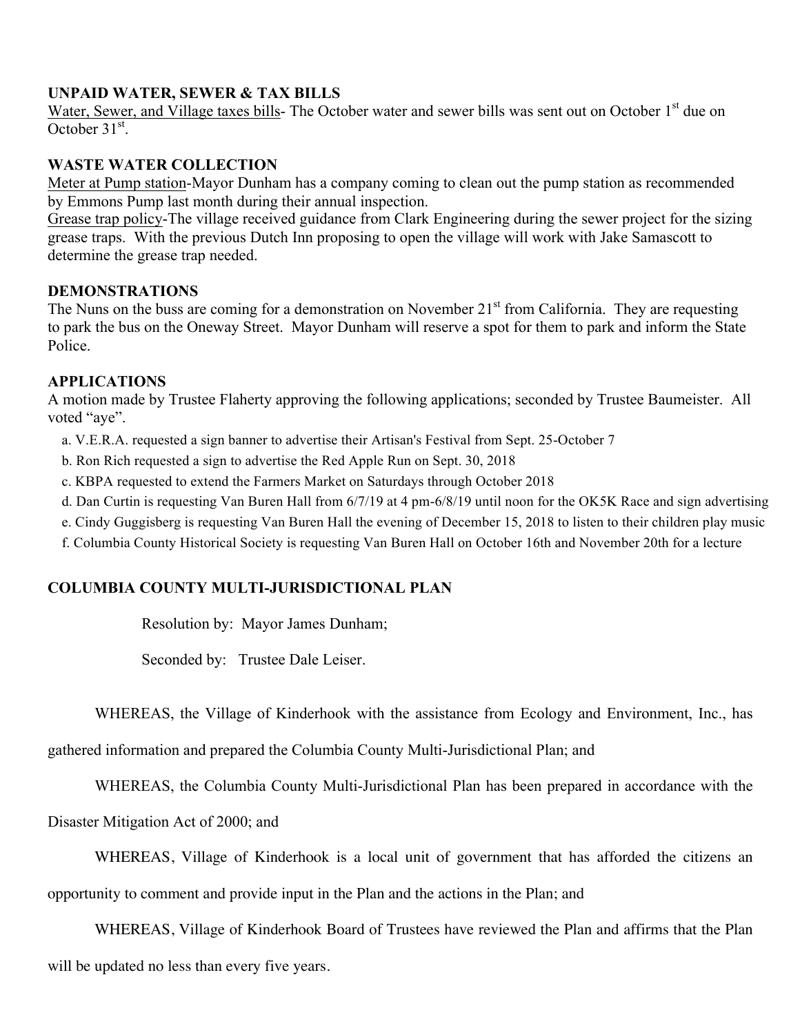**UNPAID WATER, SEWER & TAX BILLS**

Water, Sewer, and Village taxes bills- The October water and sewer bills was sent out on October 1st due on October 31st.

**WASTE WATER COLLECTION**

Meter at Pump station-Mayor Dunham has a company coming to clean out the pump station as recommended by Emmons Pump last month during their annual inspection.

Grease trap policy-The village received guidance from Clark Engineering during the sewer project for the sizing grease traps. With the previous Dutch Inn proposing to open the village will work with Jake Samascott to determine the grease trap needed.

**DEMONSTRATIONS**

The Nuns on the buss are coming for a demonstration on November 21st from California. They are requesting to park the bus on the Oneway Street. Mayor Dunham will reserve a spot for them to park and inform the State Police.

**APPLICATIONS**

A motion made by Trustee Flaherty approving the following applications; seconded by Trustee Baumeister. All voted "aye".

a. V.E.R.A. requested a sign banner to advertise their Artisan's Festival from Sept. 25-October 7
b. Ron Rich requested a sign to advertise the Red Apple Run on Sept. 30, 2018
c. KBPA requested to extend the Farmers Market on Saturdays through October 2018
d. Dan Curtin is requesting Van Buren Hall from 6/7/19 at 4 pm-6/8/19 until noon for the OK5K Race and sign advertising
e. Cindy Guggisberg is requesting Van Buren Hall the evening of December 15, 2018 to listen to their children play music
f. Columbia County Historical Society is requesting Van Buren Hall on October 16th and November 20th for a lecture

**COLUMBIA COUNTY MULTI-JURISDICTIONAL PLAN**

Resolution by: Mayor James Dunham;

Seconded by: Trustee Dale Leiser.

WHEREAS, the Village of Kinderhook with the assistance from Ecology and Environment, Inc., has gathered information and prepared the Columbia County Multi-Jurisdictional Plan; and

WHEREAS, the Columbia County Multi-Jurisdictional Plan has been prepared in accordance with the Disaster Mitigation Act of 2000; and

WHEREAS, Village of Kinderhook is a local unit of government that has afforded the citizens an opportunity to comment and provide input in the Plan and the actions in the Plan; and

WHEREAS, Village of Kinderhook Board of Trustees have reviewed the Plan and affirms that the Plan will be updated no less than every five years.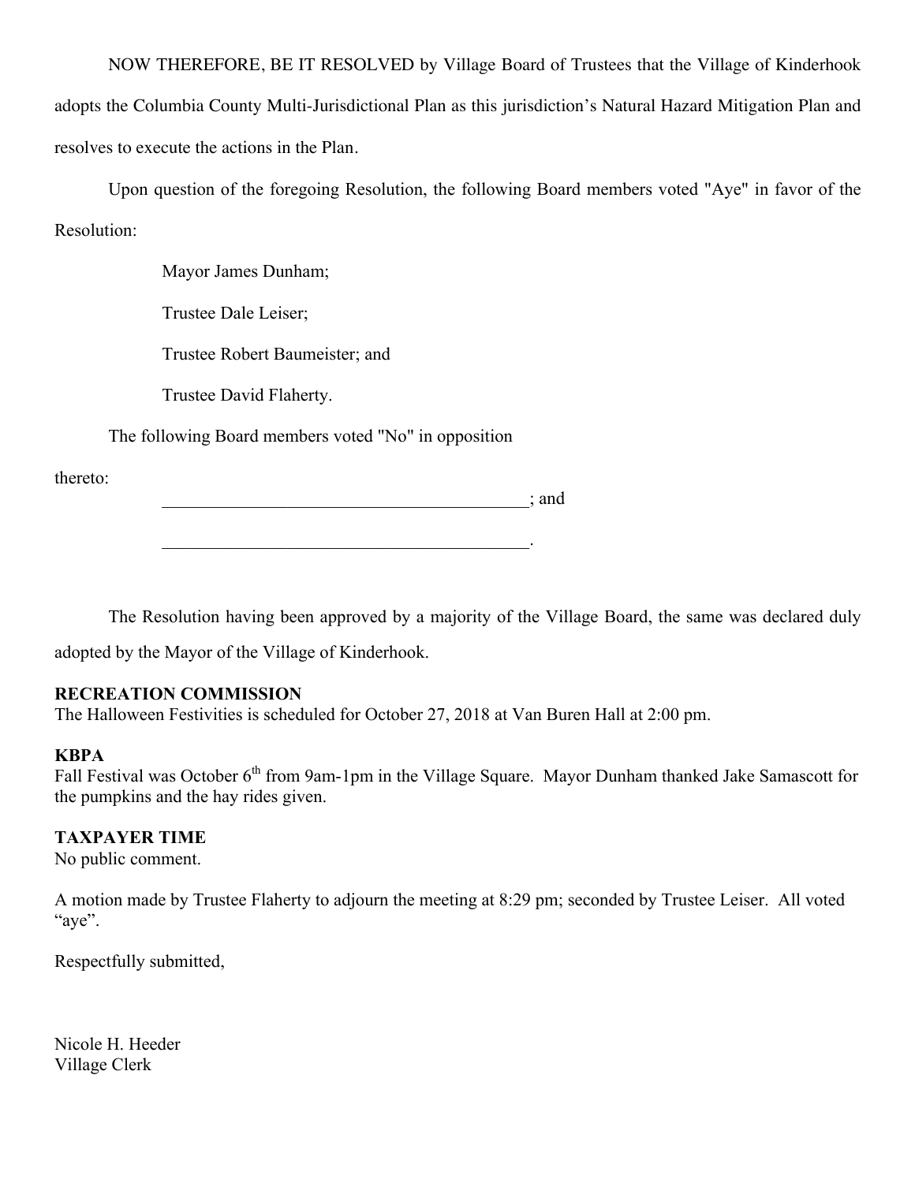NOW THEREFORE, BE IT RESOLVED by Village Board of Trustees that the Village of Kinderhook adopts the Columbia County Multi-Jurisdictional Plan as this jurisdiction's Natural Hazard Mitigation Plan and resolves to execute the actions in the Plan.

Upon question of the foregoing Resolution, the following Board members voted "Aye" in favor of the Resolution:

Mayor James Dunham;

Trustee Dale Leiser;

Trustee Robert Baumeister; and

Trustee David Flaherty.

The following Board members voted "No" in opposition thereto:

___________________________________________; and

___________________________________________.

The Resolution having been approved by a majority of the Village Board, the same was declared duly adopted by the Mayor of the Village of Kinderhook.

**RECREATION COMMISSION**
The Halloween Festivities is scheduled for October 27, 2018 at Van Buren Hall at 2:00 pm.

**KBPA**
Fall Festival was October 6th from 9am-1pm in the Village Square. Mayor Dunham thanked Jake Samascott for the pumpkins and the hay rides given.

**TAXPAYER TIME**
No public comment.

A motion made by Trustee Flaherty to adjourn the meeting at 8:29 pm; seconded by Trustee Leiser. All voted "aye".

Respectfully submitted,

Nicole H. Heeder
Village Clerk